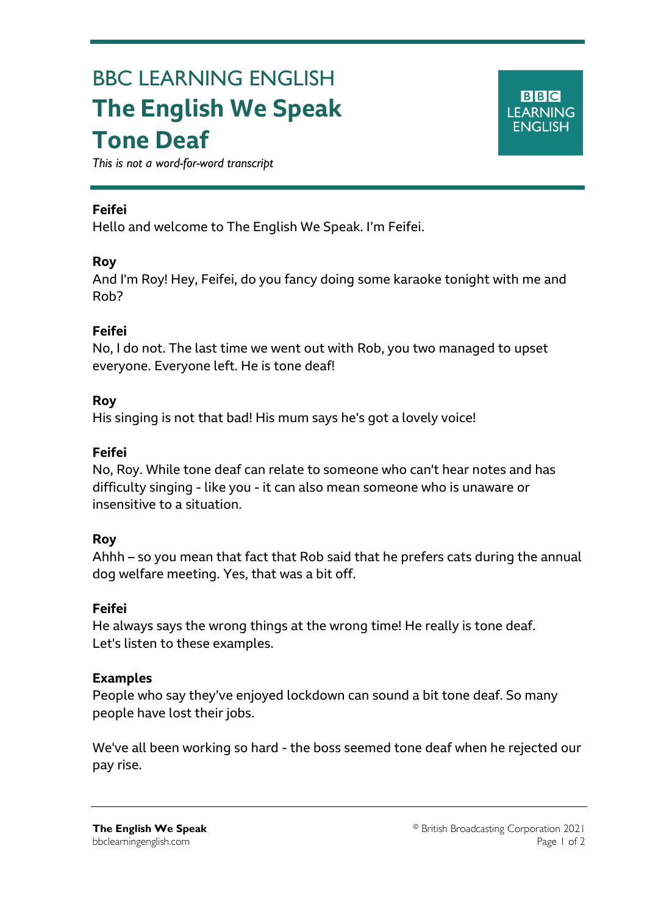# BBC LEARNING ENGLISH

# The English We Speak

# Tone Deaf

*This is not a word-for-word transcript*

**Feifei**
Hello and welcome to The English We Speak. I'm Feifei.

**Roy**
And I'm Roy! Hey, Feifei, do you fancy doing some karaoke tonight with me and Rob?

**Feifei**
No, I do not. The last time we went out with Rob, you two managed to upset everyone. Everyone left. He is tone deaf!

**Roy**
His singing is not that bad! His mum says he's got a lovely voice!

**Feifei**
No, Roy. While tone deaf can relate to someone who can't hear notes and has difficulty singing - like you - it can also mean someone who is unaware or insensitive to a situation.

**Roy**
Ahhh – so you mean that fact that Rob said that he prefers cats during the annual dog welfare meeting. Yes, that was a bit off.

**Feifei**
He always says the wrong things at the wrong time! He really is tone deaf. Let's listen to these examples.

**Examples**
People who say they've enjoyed lockdown can sound a bit tone deaf. So many people have lost their jobs.

We've all been working so hard - the boss seemed tone deaf when he rejected our pay rise.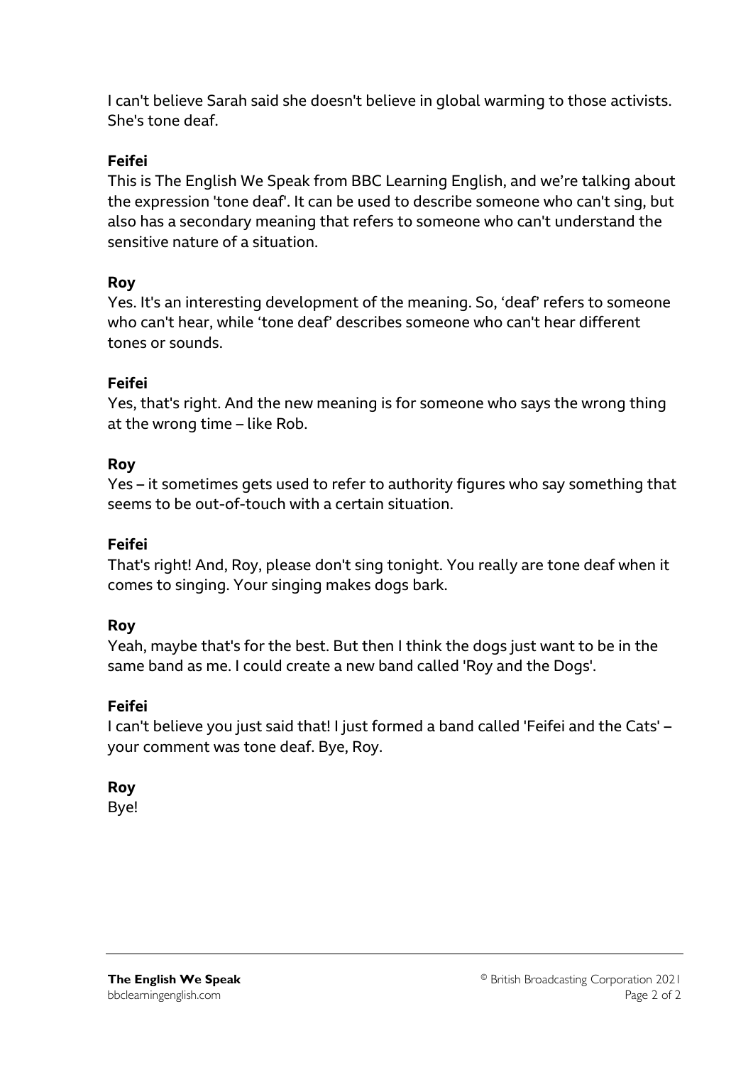I can't believe Sarah said she doesn't believe in global warming to those activists. She's tone deaf.

**Feifei**
This is The English We Speak from BBC Learning English, and we're talking about the expression 'tone deaf'. It can be used to describe someone who can't sing, but also has a secondary meaning that refers to someone who can't understand the sensitive nature of a situation.

**Roy**
Yes. It's an interesting development of the meaning. So, 'deaf' refers to someone who can't hear, while 'tone deaf' describes someone who can't hear different tones or sounds.

**Feifei**
Yes, that's right. And the new meaning is for someone who says the wrong thing at the wrong time – like Rob.

**Roy**
Yes – it sometimes gets used to refer to authority figures who say something that seems to be out-of-touch with a certain situation.

**Feifei**
That's right! And, Roy, please don't sing tonight. You really are tone deaf when it comes to singing. Your singing makes dogs bark.

**Roy**
Yeah, maybe that's for the best. But then I think the dogs just want to be in the same band as me. I could create a new band called 'Roy and the Dogs'.

**Feifei**
I can't believe you just said that! I just formed a band called 'Feifei and the Cats' – your comment was tone deaf. Bye, Roy.

**Roy**
Bye!